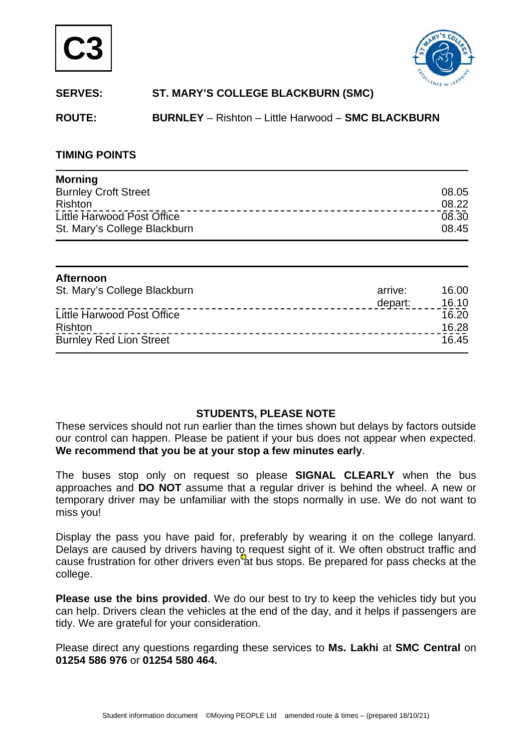# C3

**SERVES:** **ST. MARY'S COLLEGE BLACKBURN (SMC)**

**ROUTE:** **BURNLEY** – Rishton – Little Harwood – **SMC BLACKBURN**

## TIMING POINTS

| **Morning** | |
|---|---|
| Burnley Croft Street | 08.05 |
| Rishton | 08.22 |
| Little Harwood Post Office | 08.30 |
| St. Mary's College Blackburn | 08.45 |

| **Afternoon** | | |
|---|---|---|
| St. Mary's College Blackburn | arrive: | 16.00 |
| | depart: | 16.10 |
| Little Harwood Post Office | | 16.20 |
| Rishton | | 16.28 |
| Burnley Red Lion Street | | 16.45 |

### STUDENTS, PLEASE NOTE

These services should not run earlier than the times shown but delays by factors outside our control can happen. Please be patient if your bus does not appear when expected. **We recommend that you be at your stop a few minutes early**.

The buses stop only on request so please **SIGNAL CLEARLY** when the bus approaches and **DO NOT** assume that a regular driver is behind the wheel. A new or temporary driver may be unfamiliar with the stops normally in use. We do not want to miss you!

Display the pass you have paid for, preferably by wearing it on the college lanyard. Delays are caused by drivers having to request sight of it. We often obstruct traffic and cause frustration for other drivers even at bus stops. Be prepared for pass checks at the college.

**Please use the bins provided**. We do our best to try to keep the vehicles tidy but you can help. Drivers clean the vehicles at the end of the day, and it helps if passengers are tidy. We are grateful for your consideration.

Please direct any questions regarding these services to **Ms. Lakhi** at **SMC Central** on **01254 586 976** or **01254 580 464.**

Student information document ©Moving PEOPLE Ltd amended route & times – (prepared 18/10/21)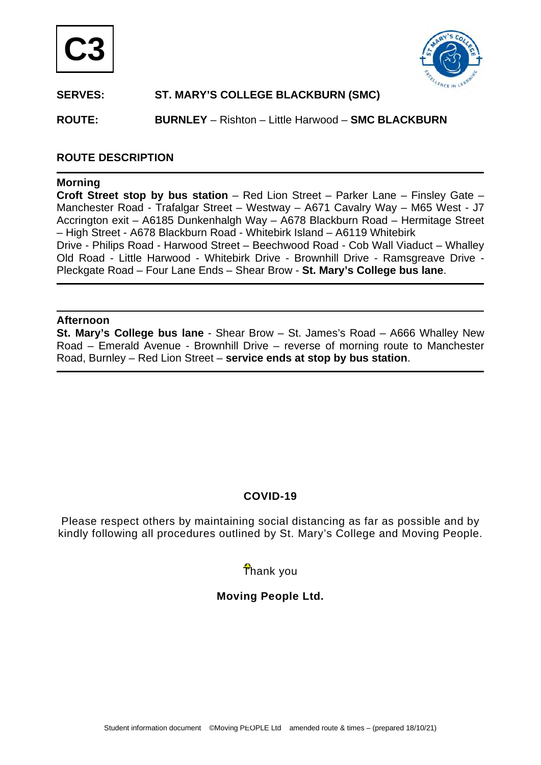# C3

**SERVES:** **ST. MARY'S COLLEGE BLACKBURN (SMC)**

**ROUTE:** **BURNLEY** – Rishton – Little Harwood – **SMC BLACKBURN**

## ROUTE DESCRIPTION

### Morning

**Croft Street stop by bus station** – Red Lion Street – Parker Lane – Finsley Gate – Manchester Road - Trafalgar Street – Westway – A671 Cavalry Way – M65 West - J7 Accrington exit – A6185 Dunkenhalgh Way – A678 Blackburn Road – Hermitage Street – High Street - A678 Blackburn Road - Whitebirk Island – A6119 Whitebirk Drive - Philips Road - Harwood Street – Beechwood Road - Cob Wall Viaduct – Whalley Old Road - Little Harwood - Whitebirk Drive - Brownhill Drive - Ramsgreave Drive - Pleckgate Road – Four Lane Ends – Shear Brow - **St. Mary's College bus lane**.

### Afternoon

**St. Mary's College bus lane** - Shear Brow – St. James's Road – A666 Whalley New Road – Emerald Avenue - Brownhill Drive – reverse of morning route to Manchester Road, Burnley – Red Lion Street – **service ends at stop by bus station**.

**COVID-19**

Please respect others by maintaining social distancing as far as possible and by kindly following all procedures outlined by St. Mary's College and Moving People.

Thank you

**Moving People Ltd.**

Student information document ©Moving PEOPLE Ltd amended route & times – (prepared 18/10/21)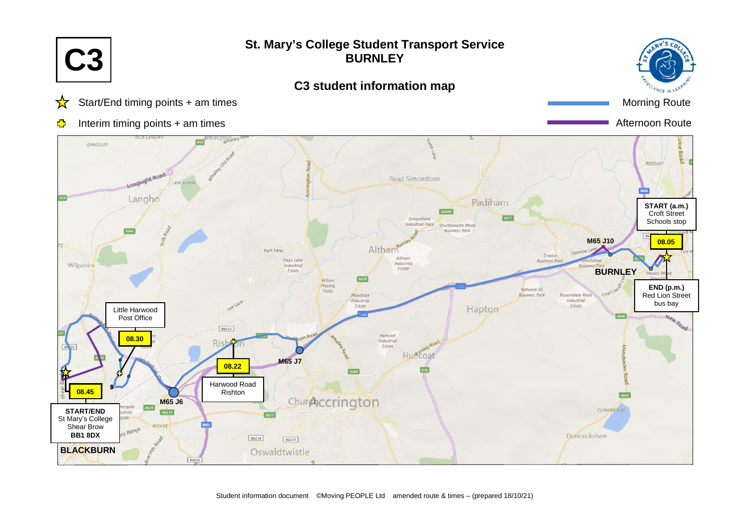# C3

## St. Mary's College Student Transport Service
## BURNLEY

### C3 student information map

- ☆ Start/End timing points + am times
- ✚ Interim timing points + am times

- Morning Route
- Afternoon Route

**START (a.m.)**
Croft Street
Schools stop
**08.05**

**END (p.m.)**
Red Lion Street
bus bay

**M65 J10**

**BURNLEY**

**M65 J7**

**08.22**
Harwood Road
Rishton

**M65 J6**

Little Harwood
Post Office
**08.30**

**08.45**

**START/END**
St Mary's College
Shear Brow
**BB1 8DX**

**BLACKBURN**

Student information document ©Moving PEOPLE Ltd amended route & times – (prepared 18/10/21)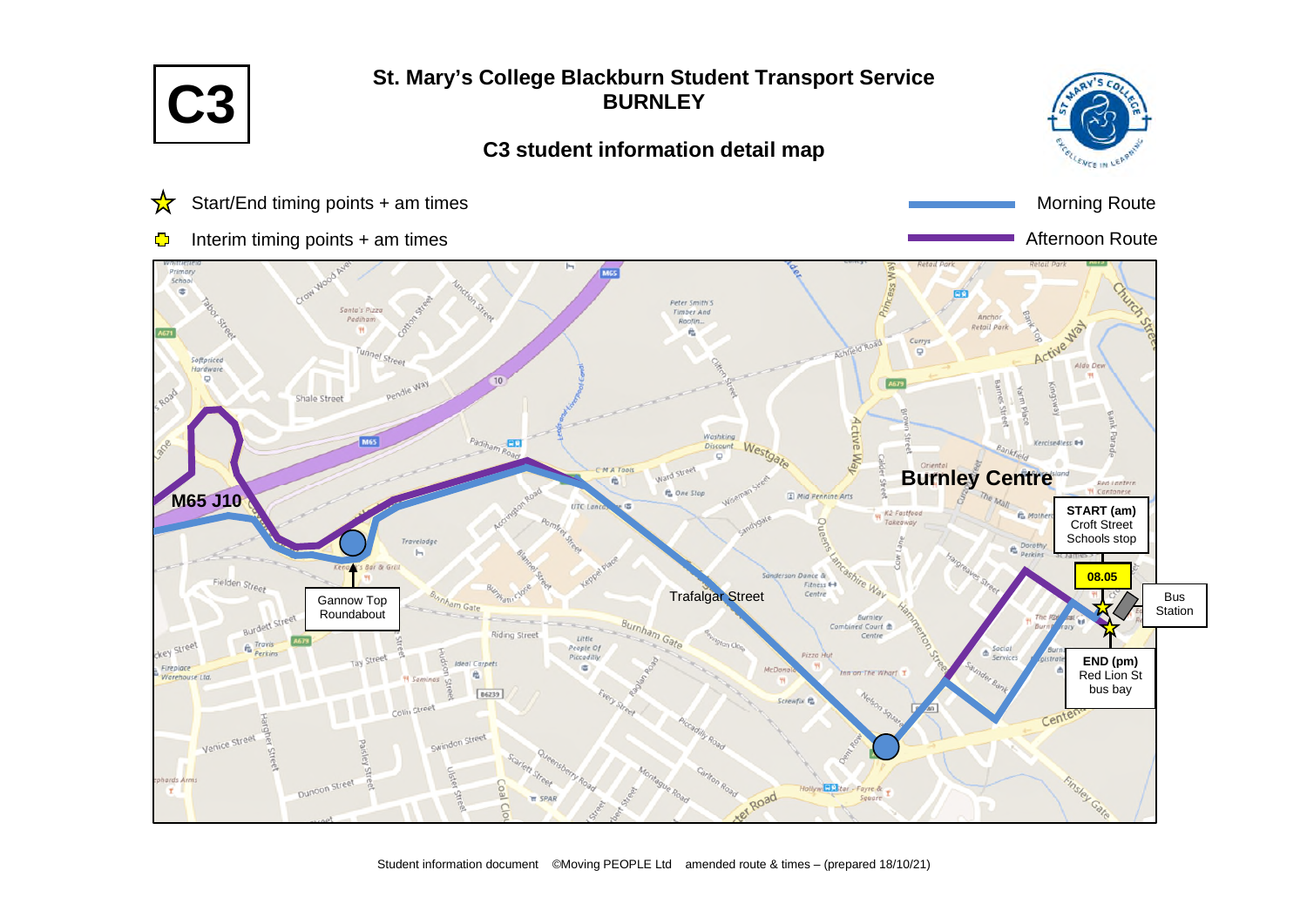# C3

## St. Mary's College Blackburn Student Transport Service
## BURNLEY

### C3 student information detail map

Start/End timing points + am times

Interim timing points + am times

Morning Route

Afternoon Route

M65 J10

Gannow Top Roundabout

Trafalgar Street

Burnley Centre

START (am)
Croft Street
Schools stop

08.05

Bus Station

END (pm)
Red Lion St
bus bay

Student information document ©Moving PEOPLE Ltd amended route & times – (prepared 18/10/21)